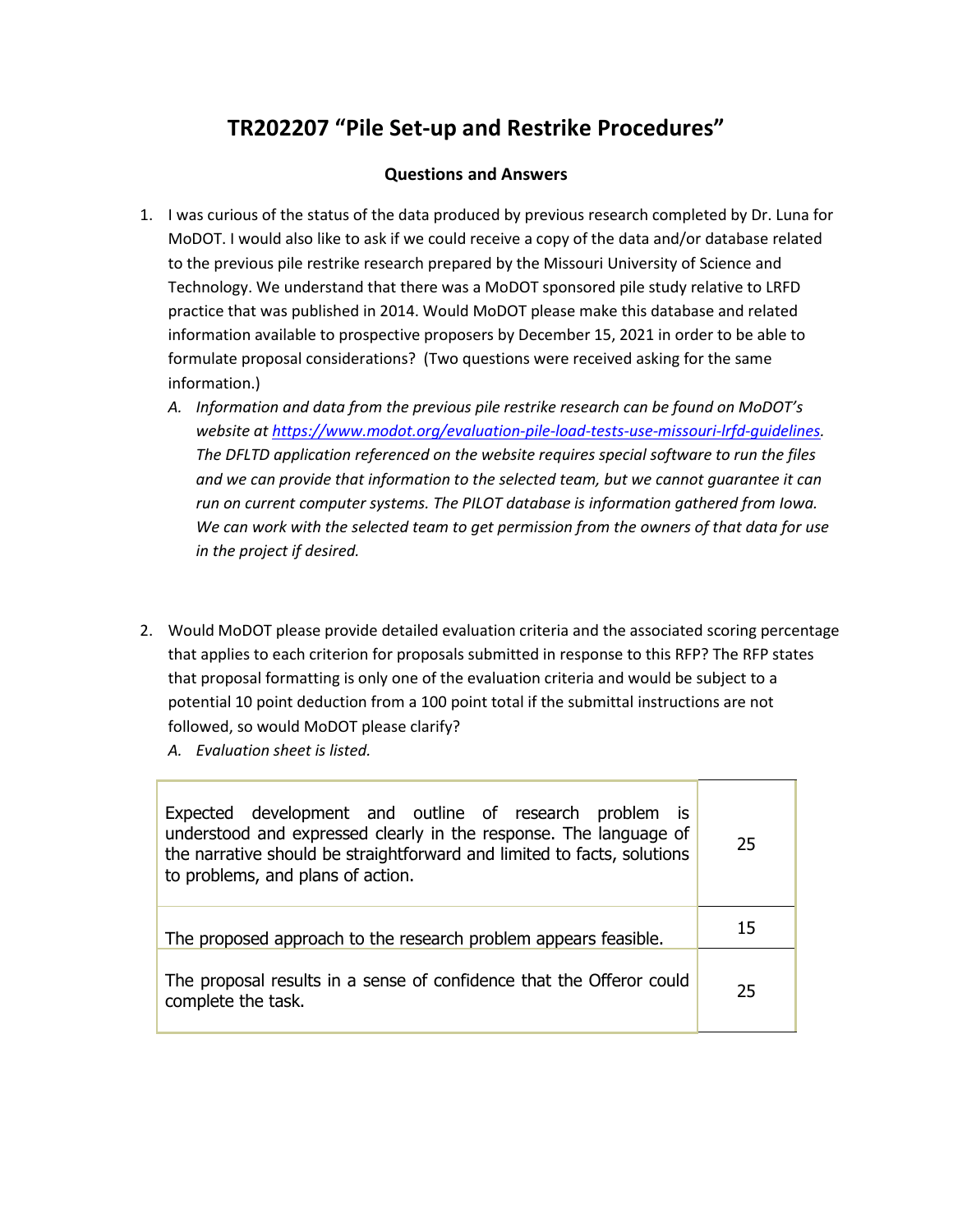# TR202207 "Pile Set-up and Restrike Procedures"

### Questions and Answers

1. I was curious of the status of the data produced by previous research completed by Dr. Luna for MoDOT. I would also like to ask if we could receive a copy of the data and/or database related to the previous pile restrike research prepared by the Missouri University of Science and Technology. We understand that there was a MoDOT sponsored pile study relative to LRFD practice that was published in 2014. Would MoDOT please make this database and related information available to prospective proposers by December 15, 2021 in order to be able to formulate proposal considerations? (Two questions were received asking for the same information.)
   A. *Information and data from the previous pile restrike research can be found on MoDOT's website at [https://www.modot.org/evaluation-pile-load-tests-use-missouri-lrfd-guidelines](https://www.modot.org/evaluation-pile-load-tests-use-missouri-lrfd-guidelines). The DFLTD application referenced on the website requires special software to run the files and we can provide that information to the selected team, but we cannot guarantee it can run on current computer systems. The PILOT database is information gathered from Iowa. We can work with the selected team to get permission from the owners of that data for use in the project if desired.*

2. Would MoDOT please provide detailed evaluation criteria and the associated scoring percentage that applies to each criterion for proposals submitted in response to this RFP? The RFP states that proposal formatting is only one of the evaluation criteria and would be subject to a potential 10 point deduction from a 100 point total if the submittal instructions are not followed, so would MoDOT please clarify?
   A. *Evaluation sheet is listed.*

| | |
|---|---|
| Expected development and outline of research problem is understood and expressed clearly in the response. The language of the narrative should be straightforward and limited to facts, solutions to problems, and plans of action. | 25 |
| The proposed approach to the research problem appears feasible. | 15 |
| The proposal results in a sense of confidence that the Offeror could complete the task. | 25 |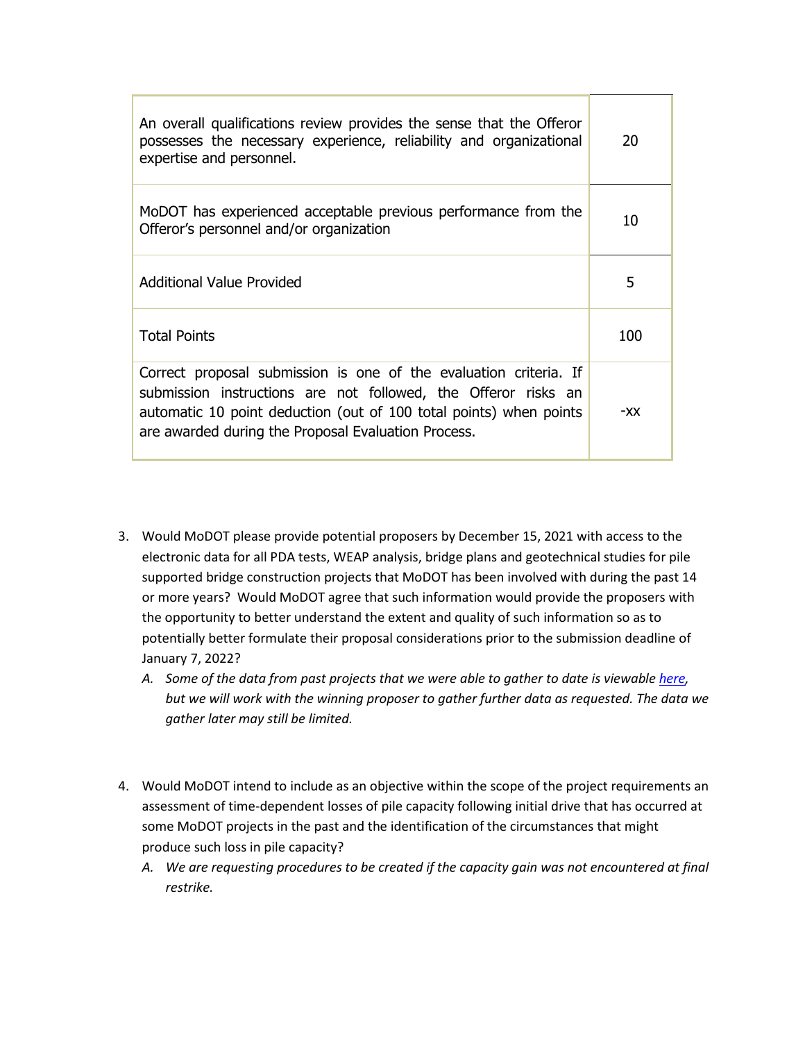| An overall qualifications review provides the sense that the Offeror possesses the necessary experience, reliability and organizational expertise and personnel. | 20 |
| --- | --- |
| MoDOT has experienced acceptable previous performance from the Offeror's personnel and/or organization | 10 |
| Additional Value Provided | 5 |
| Total Points | 100 |
| Correct proposal submission is one of the evaluation criteria. If submission instructions are not followed, the Offeror risks an automatic 10 point deduction (out of 100 total points) when points are awarded during the Proposal Evaluation Process. | -XX |

3. Would MoDOT please provide potential proposers by December 15, 2021 with access to the electronic data for all PDA tests, WEAP analysis, bridge plans and geotechnical studies for pile supported bridge construction projects that MoDOT has been involved with during the past 14 or more years? Would MoDOT agree that such information would provide the proposers with the opportunity to better understand the extent and quality of such information so as to potentially better formulate their proposal considerations prior to the submission deadline of January 7, 2022?
   A. *Some of the data from past projects that we were able to gather to date is viewable here, but we will work with the winning proposer to gather further data as requested. The data we gather later may still be limited.*

4. Would MoDOT intend to include as an objective within the scope of the project requirements an assessment of time-dependent losses of pile capacity following initial drive that has occurred at some MoDOT projects in the past and the identification of the circumstances that might produce such loss in pile capacity?
   A. *We are requesting procedures to be created if the capacity gain was not encountered at final restrike.*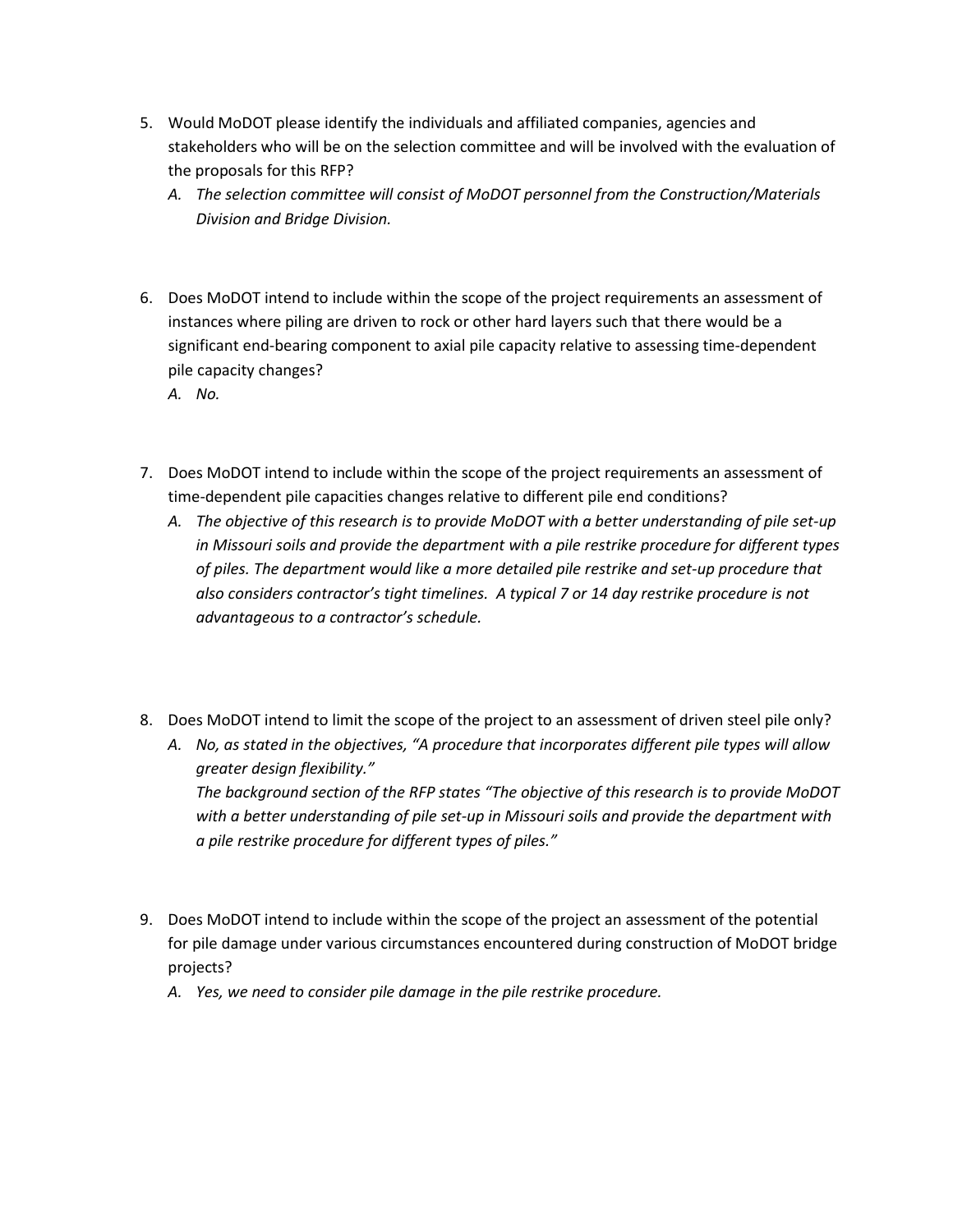5. Would MoDOT please identify the individuals and affiliated companies, agencies and stakeholders who will be on the selection committee and will be involved with the evaluation of the proposals for this RFP?
   A. *The selection committee will consist of MoDOT personnel from the Construction/Materials Division and Bridge Division.*

6. Does MoDOT intend to include within the scope of the project requirements an assessment of instances where piling are driven to rock or other hard layers such that there would be a significant end-bearing component to axial pile capacity relative to assessing time-dependent pile capacity changes?
   A. *No.*

7. Does MoDOT intend to include within the scope of the project requirements an assessment of time-dependent pile capacities changes relative to different pile end conditions?
   A. *The objective of this research is to provide MoDOT with a better understanding of pile set-up in Missouri soils and provide the department with a pile restrike procedure for different types of piles. The department would like a more detailed pile restrike and set-up procedure that also considers contractor's tight timelines. A typical 7 or 14 day restrike procedure is not advantageous to a contractor's schedule.*

8. Does MoDOT intend to limit the scope of the project to an assessment of driven steel pile only?
   A. *No, as stated in the objectives, "A procedure that incorporates different pile types will allow greater design flexibility."*
   *The background section of the RFP states "The objective of this research is to provide MoDOT with a better understanding of pile set-up in Missouri soils and provide the department with a pile restrike procedure for different types of piles."*

9. Does MoDOT intend to include within the scope of the project an assessment of the potential for pile damage under various circumstances encountered during construction of MoDOT bridge projects?
   A. *Yes, we need to consider pile damage in the pile restrike procedure.*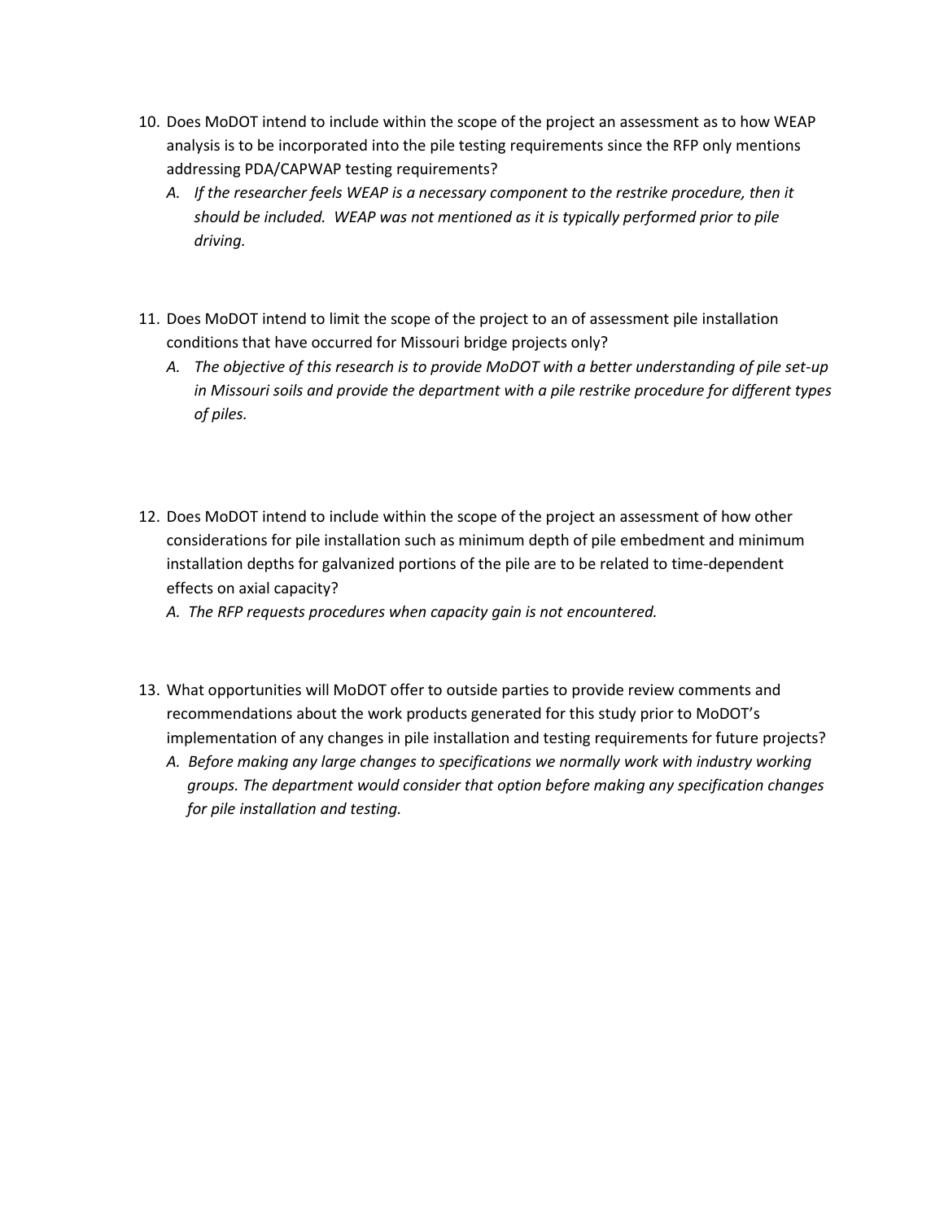10. Does MoDOT intend to include within the scope of the project an assessment as to how WEAP analysis is to be incorporated into the pile testing requirements since the RFP only mentions addressing PDA/CAPWAP testing requirements?
    *A. If the researcher feels WEAP is a necessary component to the restrike procedure, then it should be included. WEAP was not mentioned as it is typically performed prior to pile driving.*

11. Does MoDOT intend to limit the scope of the project to an of assessment pile installation conditions that have occurred for Missouri bridge projects only?
    *A. The objective of this research is to provide MoDOT with a better understanding of pile set-up in Missouri soils and provide the department with a pile restrike procedure for different types of piles.*

12. Does MoDOT intend to include within the scope of the project an assessment of how other considerations for pile installation such as minimum depth of pile embedment and minimum installation depths for galvanized portions of the pile are to be related to time-dependent effects on axial capacity?
    *A. The RFP requests procedures when capacity gain is not encountered.*

13. What opportunities will MoDOT offer to outside parties to provide review comments and recommendations about the work products generated for this study prior to MoDOT's implementation of any changes in pile installation and testing requirements for future projects?
    *A. Before making any large changes to specifications we normally work with industry working groups. The department would consider that option before making any specification changes for pile installation and testing.*